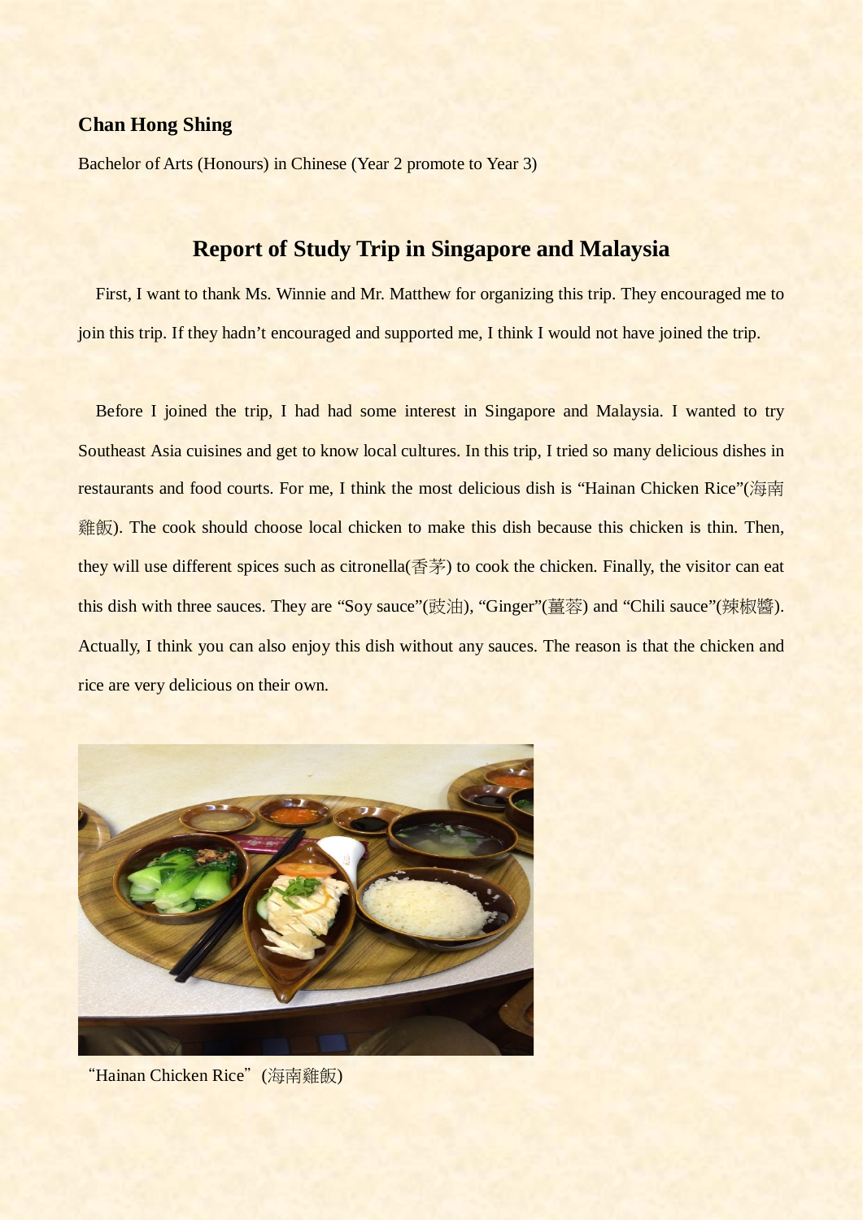**Chan Hong Shing**

Bachelor of Arts (Honours) in Chinese (Year 2 promote to Year 3)

# Report of Study Trip in Singapore and Malaysia

First, I want to thank Ms. Winnie and Mr. Matthew for organizing this trip. They encouraged me to join this trip. If they hadn't encouraged and supported me, I think I would not have joined the trip.

Before I joined the trip, I had had some interest in Singapore and Malaysia. I wanted to try Southeast Asia cuisines and get to know local cultures. In this trip, I tried so many delicious dishes in restaurants and food courts. For me, I think the most delicious dish is "Hainan Chicken Rice"(海南雞飯). The cook should choose local chicken to make this dish because this chicken is thin. Then, they will use different spices such as citronella(香茅) to cook the chicken. Finally, the visitor can eat this dish with three sauces. They are "Soy sauce"(豉油), "Ginger"(薑蓉) and "Chili sauce"(辣椒醬). Actually, I think you can also enjoy this dish without any sauces. The reason is that the chicken and rice are very delicious on their own.

"Hainan Chicken Rice" (海南雞飯)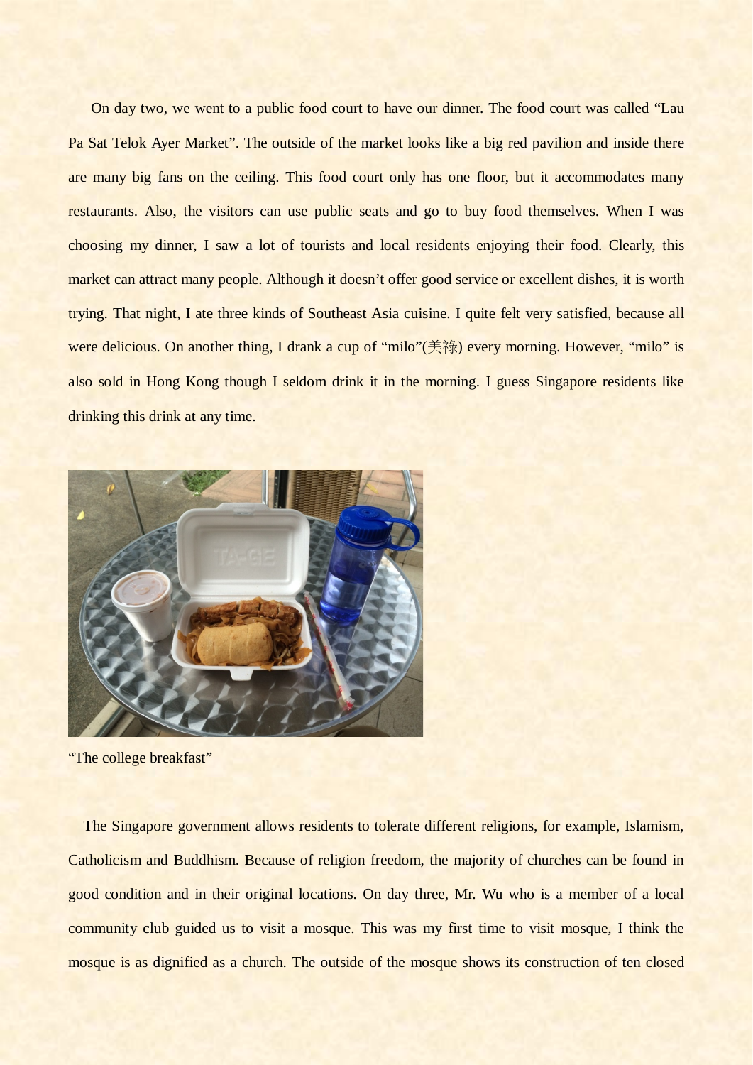On day two, we went to a public food court to have our dinner. The food court was called "Lau Pa Sat Telok Ayer Market". The outside of the market looks like a big red pavilion and inside there are many big fans on the ceiling. This food court only has one floor, but it accommodates many restaurants. Also, the visitors can use public seats and go to buy food themselves. When I was choosing my dinner, I saw a lot of tourists and local residents enjoying their food. Clearly, this market can attract many people. Although it doesn't offer good service or excellent dishes, it is worth trying. That night, I ate three kinds of Southeast Asia cuisine. I quite felt very satisfied, because all were delicious. On another thing, I drank a cup of "milo"(美祿) every morning. However, "milo" is also sold in Hong Kong though I seldom drink it in the morning. I guess Singapore residents like drinking this drink at any time.

"The college breakfast"

The Singapore government allows residents to tolerate different religions, for example, Islamism, Catholicism and Buddhism. Because of religion freedom, the majority of churches can be found in good condition and in their original locations. On day three, Mr. Wu who is a member of a local community club guided us to visit a mosque. This was my first time to visit mosque, I think the mosque is as dignified as a church. The outside of the mosque shows its construction of ten closed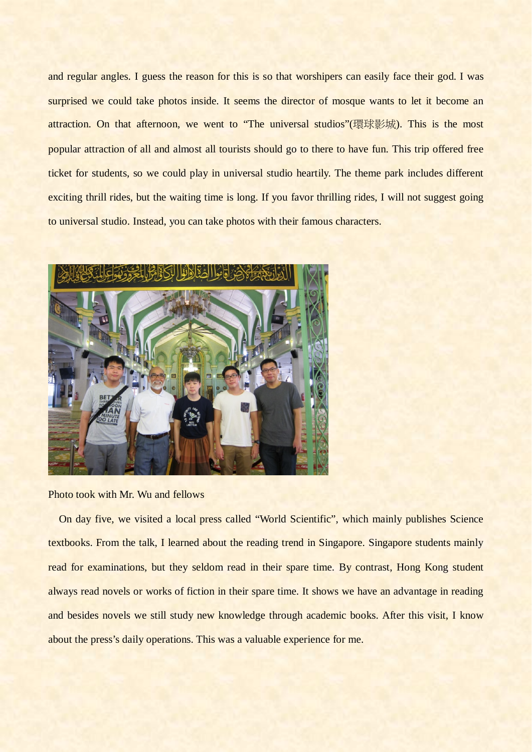and regular angles. I guess the reason for this is so that worshipers can easily face their god. I was surprised we could take photos inside. It seems the director of mosque wants to let it become an attraction. On that afternoon, we went to "The universal studios"(環球影城). This is the most popular attraction of all and almost all tourists should go to there to have fun. This trip offered free ticket for students, so we could play in universal studio heartily. The theme park includes different exciting thrill rides, but the waiting time is long. If you favor thrilling rides, I will not suggest going to universal studio. Instead, you can take photos with their famous characters.

Photo took with Mr. Wu and fellows

On day five, we visited a local press called "World Scientific", which mainly publishes Science textbooks. From the talk, I learned about the reading trend in Singapore. Singapore students mainly read for examinations, but they seldom read in their spare time. By contrast, Hong Kong student always read novels or works of fiction in their spare time. It shows we have an advantage in reading and besides novels we still study new knowledge through academic books. After this visit, I know about the press's daily operations. This was a valuable experience for me.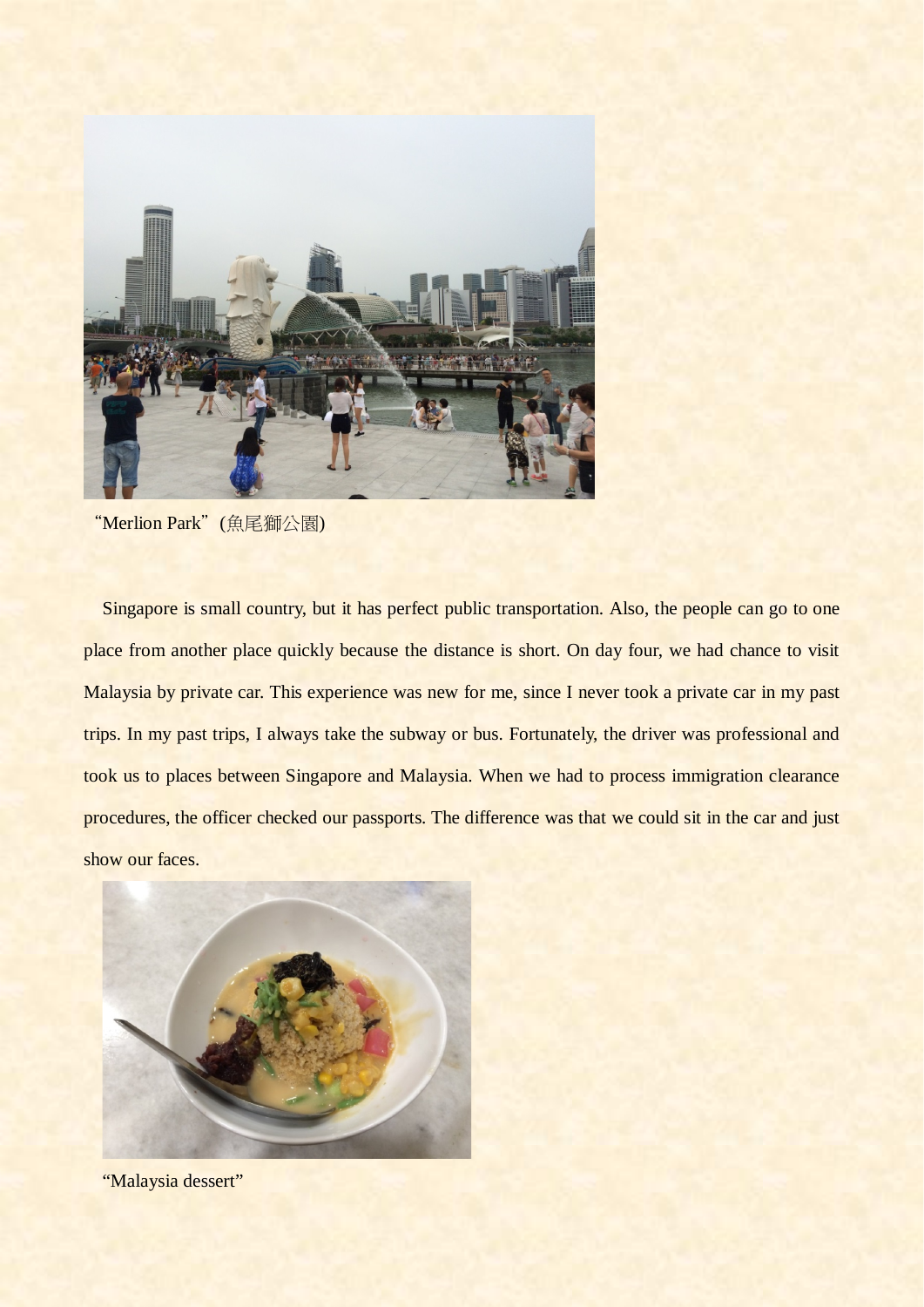"Merlion Park"(魚尾獅公園)

Singapore is small country, but it has perfect public transportation. Also, the people can go to one place from another place quickly because the distance is short. On day four, we had chance to visit Malaysia by private car. This experience was new for me, since I never took a private car in my past trips. In my past trips, I always take the subway or bus. Fortunately, the driver was professional and took us to places between Singapore and Malaysia. When we had to process immigration clearance procedures, the officer checked our passports. The difference was that we could sit in the car and just show our faces.

"Malaysia dessert"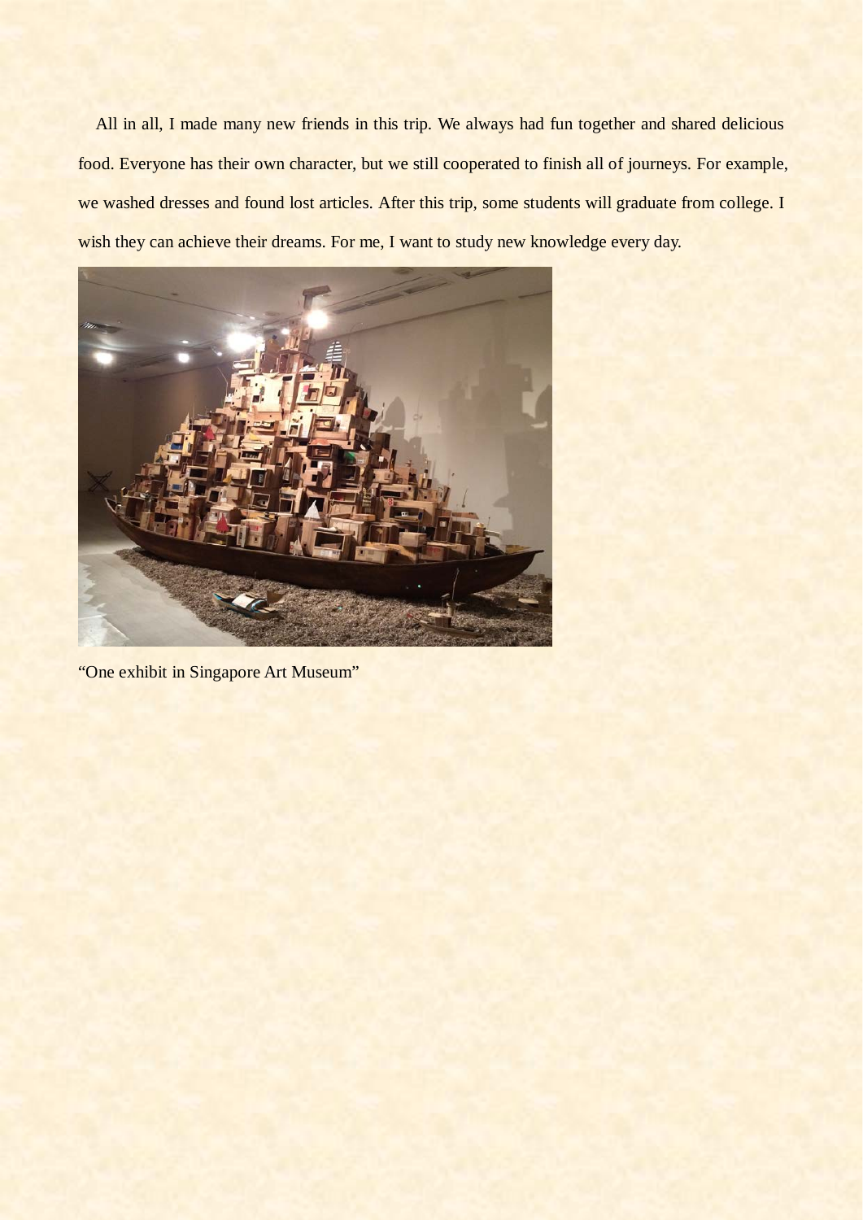All in all, I made many new friends in this trip. We always had fun together and shared delicious food. Everyone has their own character, but we still cooperated to finish all of journeys. For example, we washed dresses and found lost articles. After this trip, some students will graduate from college. I wish they can achieve their dreams. For me, I want to study new knowledge every day.

"One exhibit in Singapore Art Museum"